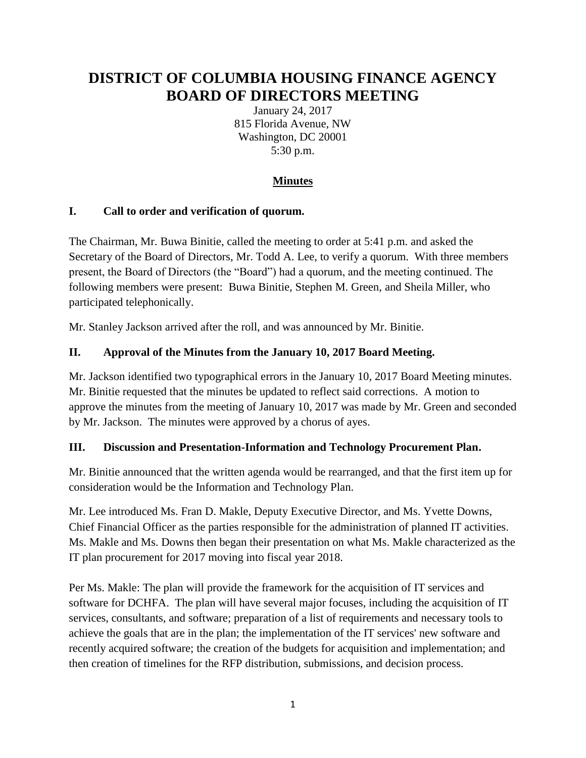# DISTRICT OF COLUMBIA HOUSING FINANCE AGENCY BOARD OF DIRECTORS MEETING

January 24, 2017
815 Florida Avenue, NW
Washington, DC 20001
5:30 p.m.

## Minutes

### I. Call to order and verification of quorum.

The Chairman, Mr. Buwa Binitie, called the meeting to order at 5:41 p.m. and asked the Secretary of the Board of Directors, Mr. Todd A. Lee, to verify a quorum. With three members present, the Board of Directors (the "Board") had a quorum, and the meeting continued. The following members were present: Buwa Binitie, Stephen M. Green, and Sheila Miller, who participated telephonically.

Mr. Stanley Jackson arrived after the roll, and was announced by Mr. Binitie.

### II. Approval of the Minutes from the January 10, 2017 Board Meeting.

Mr. Jackson identified two typographical errors in the January 10, 2017 Board Meeting minutes. Mr. Binitie requested that the minutes be updated to reflect said corrections. A motion to approve the minutes from the meeting of January 10, 2017 was made by Mr. Green and seconded by Mr. Jackson. The minutes were approved by a chorus of ayes.

### III. Discussion and Presentation-Information and Technology Procurement Plan.

Mr. Binitie announced that the written agenda would be rearranged, and that the first item up for consideration would be the Information and Technology Plan.

Mr. Lee introduced Ms. Fran D. Makle, Deputy Executive Director, and Ms. Yvette Downs, Chief Financial Officer as the parties responsible for the administration of planned IT activities. Ms. Makle and Ms. Downs then began their presentation on what Ms. Makle characterized as the IT plan procurement for 2017 moving into fiscal year 2018.

Per Ms. Makle: The plan will provide the framework for the acquisition of IT services and software for DCHFA. The plan will have several major focuses, including the acquisition of IT services, consultants, and software; preparation of a list of requirements and necessary tools to achieve the goals that are in the plan; the implementation of the IT services' new software and recently acquired software; the creation of the budgets for acquisition and implementation; and then creation of timelines for the RFP distribution, submissions, and decision process.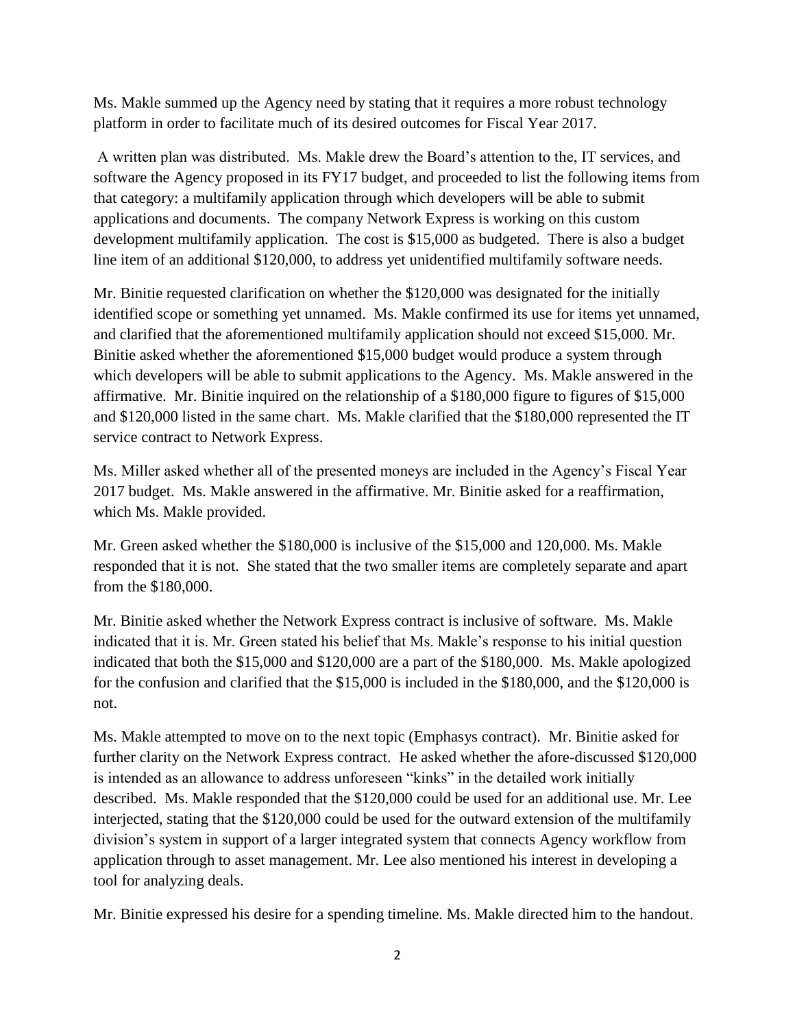Ms. Makle summed up the Agency need by stating that it requires a more robust technology platform in order to facilitate much of its desired outcomes for Fiscal Year 2017.

A written plan was distributed. Ms. Makle drew the Board's attention to the, IT services, and software the Agency proposed in its FY17 budget, and proceeded to list the following items from that category: a multifamily application through which developers will be able to submit applications and documents. The company Network Express is working on this custom development multifamily application. The cost is $15,000 as budgeted. There is also a budget line item of an additional $120,000, to address yet unidentified multifamily software needs.

Mr. Binitie requested clarification on whether the $120,000 was designated for the initially identified scope or something yet unnamed. Ms. Makle confirmed its use for items yet unnamed, and clarified that the aforementioned multifamily application should not exceed $15,000. Mr. Binitie asked whether the aforementioned $15,000 budget would produce a system through which developers will be able to submit applications to the Agency. Ms. Makle answered in the affirmative. Mr. Binitie inquired on the relationship of a $180,000 figure to figures of $15,000 and $120,000 listed in the same chart. Ms. Makle clarified that the $180,000 represented the IT service contract to Network Express.

Ms. Miller asked whether all of the presented moneys are included in the Agency's Fiscal Year 2017 budget. Ms. Makle answered in the affirmative. Mr. Binitie asked for a reaffirmation, which Ms. Makle provided.

Mr. Green asked whether the $180,000 is inclusive of the $15,000 and 120,000. Ms. Makle responded that it is not. She stated that the two smaller items are completely separate and apart from the $180,000.

Mr. Binitie asked whether the Network Express contract is inclusive of software. Ms. Makle indicated that it is. Mr. Green stated his belief that Ms. Makle's response to his initial question indicated that both the $15,000 and $120,000 are a part of the $180,000. Ms. Makle apologized for the confusion and clarified that the $15,000 is included in the $180,000, and the $120,000 is not.

Ms. Makle attempted to move on to the next topic (Emphasys contract). Mr. Binitie asked for further clarity on the Network Express contract. He asked whether the afore-discussed $120,000 is intended as an allowance to address unforeseen "kinks" in the detailed work initially described. Ms. Makle responded that the $120,000 could be used for an additional use. Mr. Lee interjected, stating that the $120,000 could be used for the outward extension of the multifamily division's system in support of a larger integrated system that connects Agency workflow from application through to asset management. Mr. Lee also mentioned his interest in developing a tool for analyzing deals.

Mr. Binitie expressed his desire for a spending timeline. Ms. Makle directed him to the handout.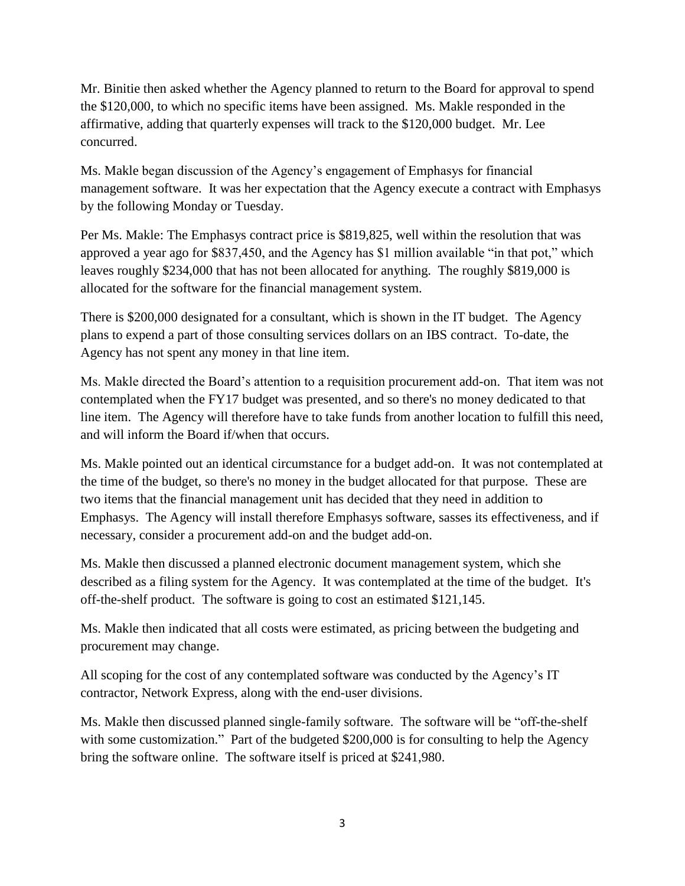Mr. Binitie then asked whether the Agency planned to return to the Board for approval to spend the $120,000, to which no specific items have been assigned. Ms. Makle responded in the affirmative, adding that quarterly expenses will track to the $120,000 budget. Mr. Lee concurred.

Ms. Makle began discussion of the Agency's engagement of Emphasys for financial management software. It was her expectation that the Agency execute a contract with Emphasys by the following Monday or Tuesday.

Per Ms. Makle: The Emphasys contract price is $819,825, well within the resolution that was approved a year ago for $837,450, and the Agency has $1 million available "in that pot," which leaves roughly $234,000 that has not been allocated for anything. The roughly $819,000 is allocated for the software for the financial management system.

There is $200,000 designated for a consultant, which is shown in the IT budget. The Agency plans to expend a part of those consulting services dollars on an IBS contract. To-date, the Agency has not spent any money in that line item.

Ms. Makle directed the Board's attention to a requisition procurement add-on. That item was not contemplated when the FY17 budget was presented, and so there's no money dedicated to that line item. The Agency will therefore have to take funds from another location to fulfill this need, and will inform the Board if/when that occurs.

Ms. Makle pointed out an identical circumstance for a budget add-on. It was not contemplated at the time of the budget, so there's no money in the budget allocated for that purpose. These are two items that the financial management unit has decided that they need in addition to Emphasys. The Agency will install therefore Emphasys software, sasses its effectiveness, and if necessary, consider a procurement add-on and the budget add-on.

Ms. Makle then discussed a planned electronic document management system, which she described as a filing system for the Agency. It was contemplated at the time of the budget. It's off-the-shelf product. The software is going to cost an estimated $121,145.

Ms. Makle then indicated that all costs were estimated, as pricing between the budgeting and procurement may change.

All scoping for the cost of any contemplated software was conducted by the Agency's IT contractor, Network Express, along with the end-user divisions.

Ms. Makle then discussed planned single-family software. The software will be "off-the-shelf with some customization." Part of the budgeted $200,000 is for consulting to help the Agency bring the software online. The software itself is priced at $241,980.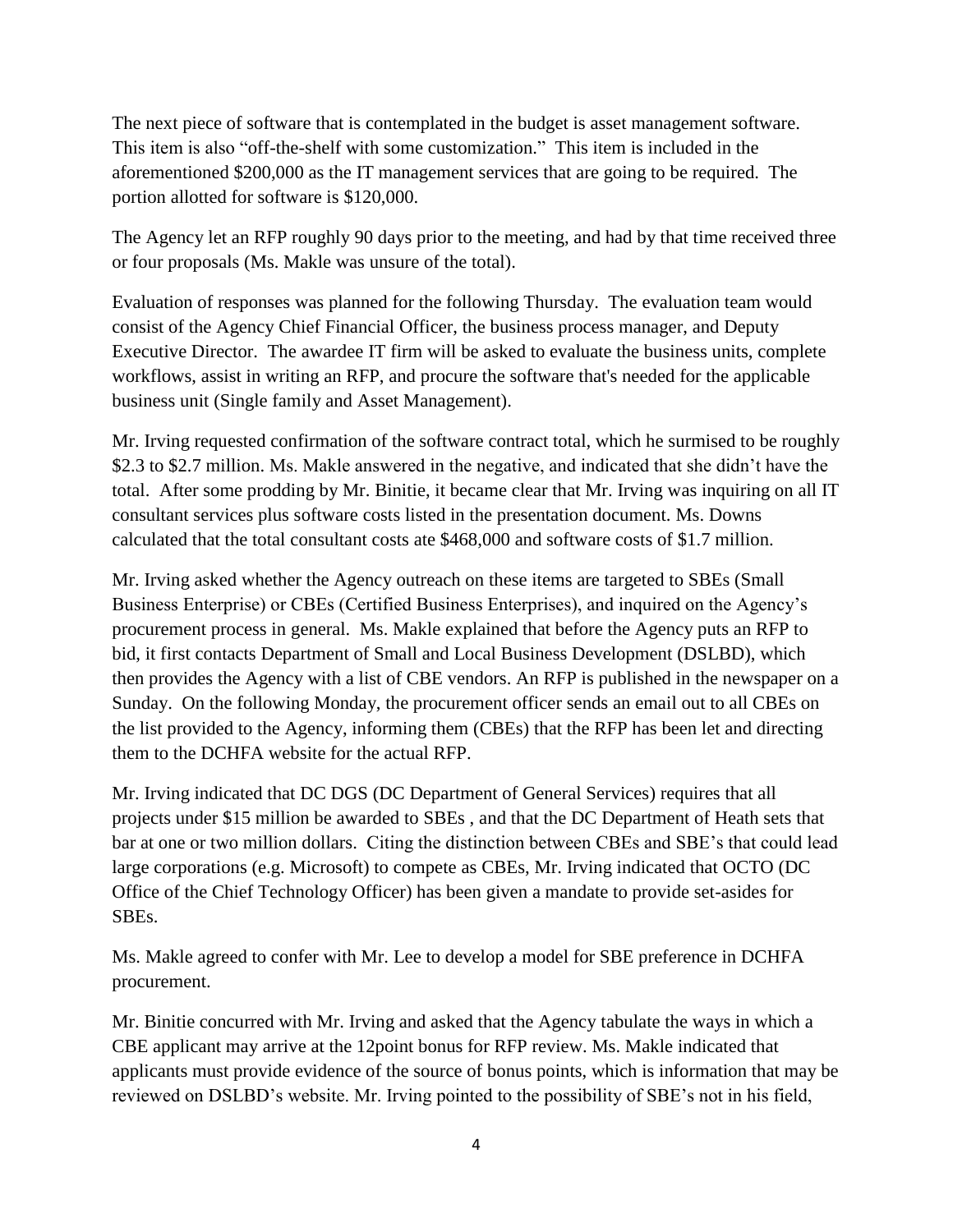The next piece of software that is contemplated in the budget is asset management software. This item is also "off-the-shelf with some customization." This item is included in the aforementioned $200,000 as the IT management services that are going to be required. The portion allotted for software is $120,000.

The Agency let an RFP roughly 90 days prior to the meeting, and had by that time received three or four proposals (Ms. Makle was unsure of the total).

Evaluation of responses was planned for the following Thursday. The evaluation team would consist of the Agency Chief Financial Officer, the business process manager, and Deputy Executive Director. The awardee IT firm will be asked to evaluate the business units, complete workflows, assist in writing an RFP, and procure the software that's needed for the applicable business unit (Single family and Asset Management).

Mr. Irving requested confirmation of the software contract total, which he surmised to be roughly $2.3 to $2.7 million. Ms. Makle answered in the negative, and indicated that she didn't have the total. After some prodding by Mr. Binitie, it became clear that Mr. Irving was inquiring on all IT consultant services plus software costs listed in the presentation document. Ms. Downs calculated that the total consultant costs ate $468,000 and software costs of $1.7 million.

Mr. Irving asked whether the Agency outreach on these items are targeted to SBEs (Small Business Enterprise) or CBEs (Certified Business Enterprises), and inquired on the Agency's procurement process in general. Ms. Makle explained that before the Agency puts an RFP to bid, it first contacts Department of Small and Local Business Development (DSLBD), which then provides the Agency with a list of CBE vendors. An RFP is published in the newspaper on a Sunday. On the following Monday, the procurement officer sends an email out to all CBEs on the list provided to the Agency, informing them (CBEs) that the RFP has been let and directing them to the DCHFA website for the actual RFP.

Mr. Irving indicated that DC DGS (DC Department of General Services) requires that all projects under $15 million be awarded to SBEs , and that the DC Department of Heath sets that bar at one or two million dollars. Citing the distinction between CBEs and SBE's that could lead large corporations (e.g. Microsoft) to compete as CBEs, Mr. Irving indicated that OCTO (DC Office of the Chief Technology Officer) has been given a mandate to provide set-asides for SBEs.

Ms. Makle agreed to confer with Mr. Lee to develop a model for SBE preference in DCHFA procurement.

Mr. Binitie concurred with Mr. Irving and asked that the Agency tabulate the ways in which a CBE applicant may arrive at the 12point bonus for RFP review. Ms. Makle indicated that applicants must provide evidence of the source of bonus points, which is information that may be reviewed on DSLBD's website. Mr. Irving pointed to the possibility of SBE's not in his field,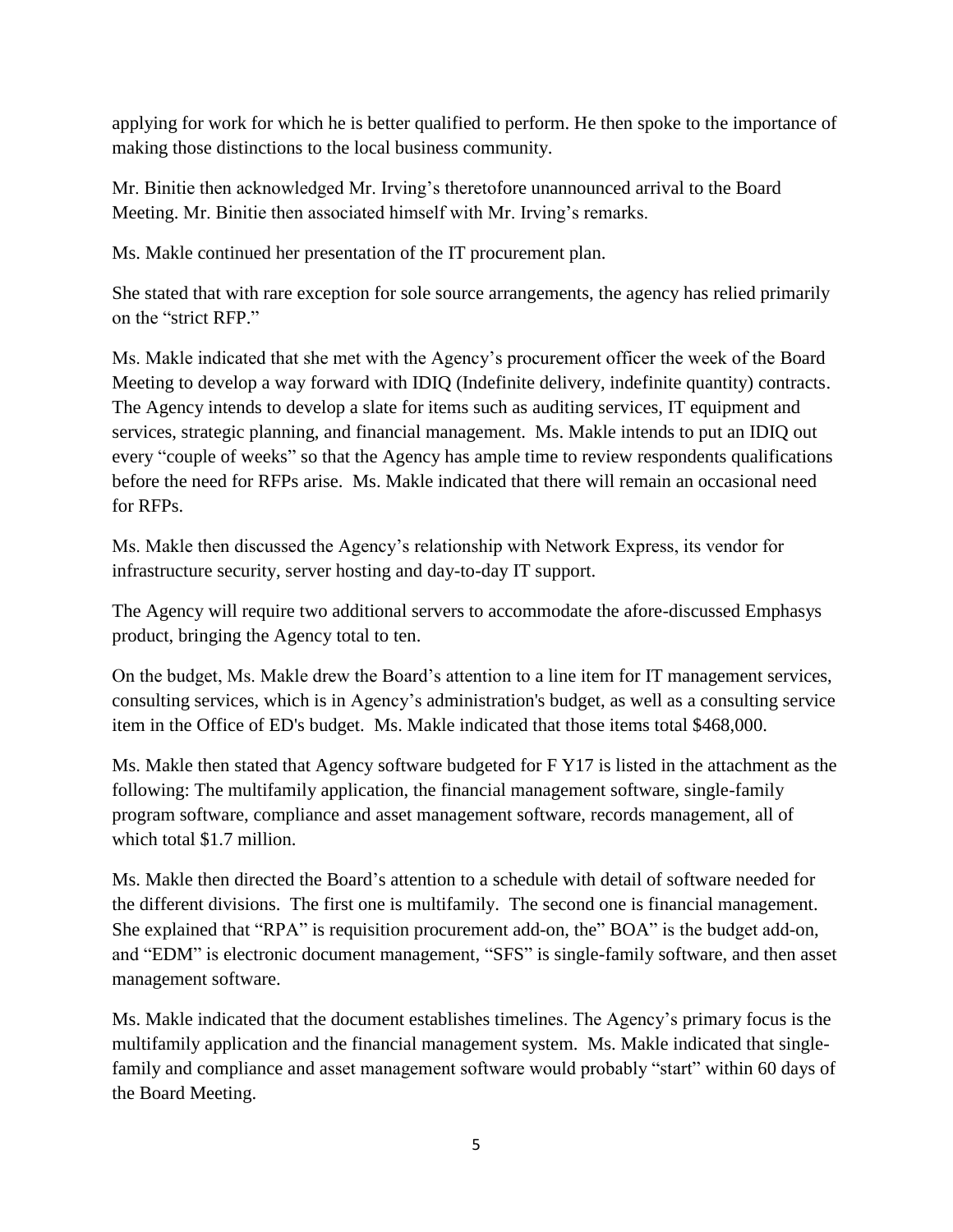applying for work for which he is better qualified to perform. He then spoke to the importance of making those distinctions to the local business community.

Mr. Binitie then acknowledged Mr. Irving's theretofore unannounced arrival to the Board Meeting. Mr. Binitie then associated himself with Mr. Irving's remarks.

Ms. Makle continued her presentation of the IT procurement plan.

She stated that with rare exception for sole source arrangements, the agency has relied primarily on the "strict RFP."

Ms. Makle indicated that she met with the Agency's procurement officer the week of the Board Meeting to develop a way forward with IDIQ (Indefinite delivery, indefinite quantity) contracts. The Agency intends to develop a slate for items such as auditing services, IT equipment and services, strategic planning, and financial management. Ms. Makle intends to put an IDIQ out every "couple of weeks" so that the Agency has ample time to review respondents qualifications before the need for RFPs arise. Ms. Makle indicated that there will remain an occasional need for RFPs.

Ms. Makle then discussed the Agency's relationship with Network Express, its vendor for infrastructure security, server hosting and day-to-day IT support.

The Agency will require two additional servers to accommodate the afore-discussed Emphasys product, bringing the Agency total to ten.

On the budget, Ms. Makle drew the Board's attention to a line item for IT management services, consulting services, which is in Agency's administration's budget, as well as a consulting service item in the Office of ED's budget. Ms. Makle indicated that those items total $468,000.

Ms. Makle then stated that Agency software budgeted for F Y17 is listed in the attachment as the following: The multifamily application, the financial management software, single-family program software, compliance and asset management software, records management, all of which total $1.7 million.

Ms. Makle then directed the Board's attention to a schedule with detail of software needed for the different divisions. The first one is multifamily. The second one is financial management. She explained that "RPA" is requisition procurement add-on, the" BOA" is the budget add-on, and "EDM" is electronic document management, "SFS" is single-family software, and then asset management software.

Ms. Makle indicated that the document establishes timelines. The Agency's primary focus is the multifamily application and the financial management system. Ms. Makle indicated that single-family and compliance and asset management software would probably "start" within 60 days of the Board Meeting.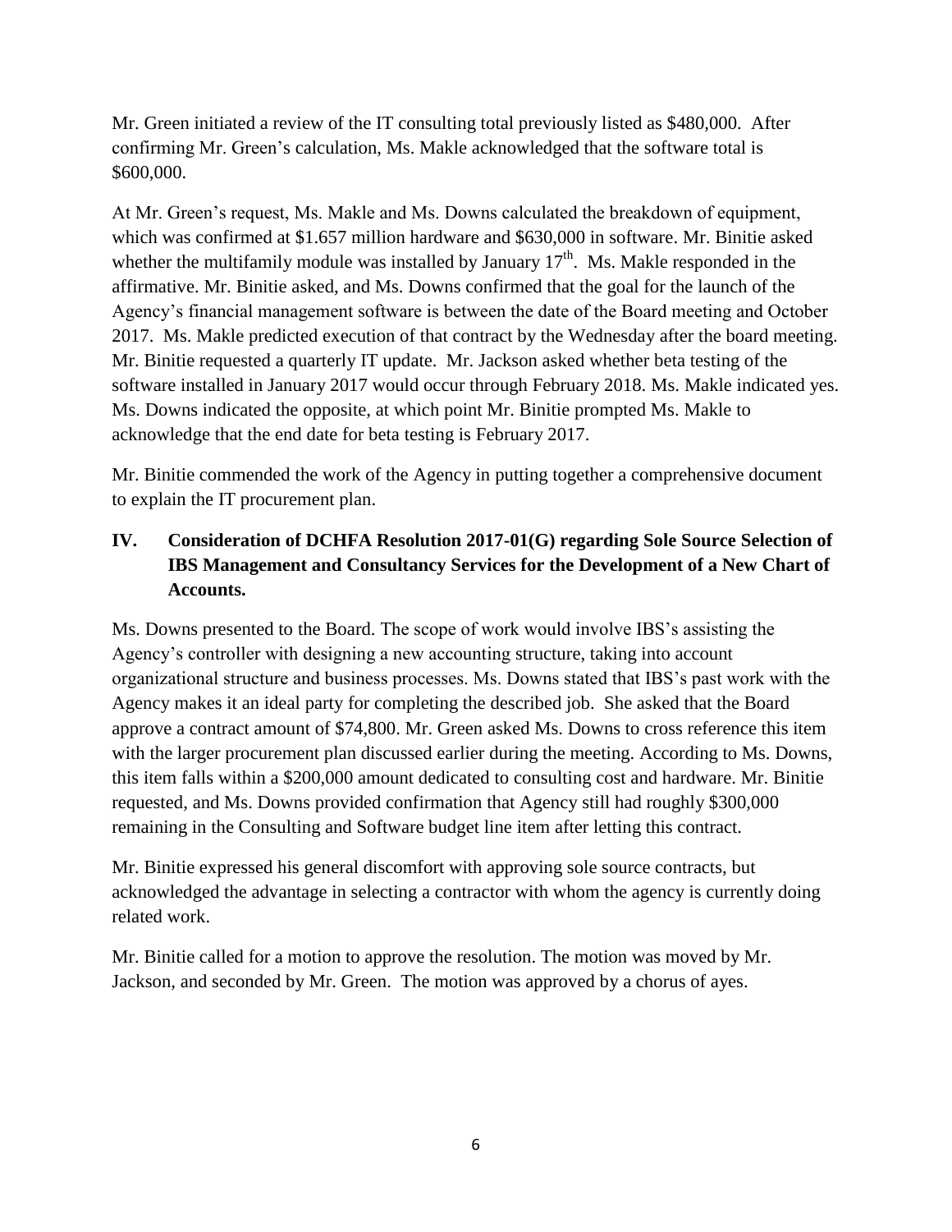Mr. Green initiated a review of the IT consulting total previously listed as $480,000. After confirming Mr. Green's calculation, Ms. Makle acknowledged that the software total is $600,000.

At Mr. Green's request, Ms. Makle and Ms. Downs calculated the breakdown of equipment, which was confirmed at $1.657 million hardware and $630,000 in software. Mr. Binitie asked whether the multifamily module was installed by January 17th. Ms. Makle responded in the affirmative. Mr. Binitie asked, and Ms. Downs confirmed that the goal for the launch of the Agency's financial management software is between the date of the Board meeting and October 2017. Ms. Makle predicted execution of that contract by the Wednesday after the board meeting. Mr. Binitie requested a quarterly IT update. Mr. Jackson asked whether beta testing of the software installed in January 2017 would occur through February 2018. Ms. Makle indicated yes. Ms. Downs indicated the opposite, at which point Mr. Binitie prompted Ms. Makle to acknowledge that the end date for beta testing is February 2017.

Mr. Binitie commended the work of the Agency in putting together a comprehensive document to explain the IT procurement plan.

## IV. Consideration of DCHFA Resolution 2017-01(G) regarding Sole Source Selection of IBS Management and Consultancy Services for the Development of a New Chart of Accounts.

Ms. Downs presented to the Board. The scope of work would involve IBS's assisting the Agency's controller with designing a new accounting structure, taking into account organizational structure and business processes. Ms. Downs stated that IBS's past work with the Agency makes it an ideal party for completing the described job. She asked that the Board approve a contract amount of $74,800. Mr. Green asked Ms. Downs to cross reference this item with the larger procurement plan discussed earlier during the meeting. According to Ms. Downs, this item falls within a $200,000 amount dedicated to consulting cost and hardware. Mr. Binitie requested, and Ms. Downs provided confirmation that Agency still had roughly $300,000 remaining in the Consulting and Software budget line item after letting this contract.

Mr. Binitie expressed his general discomfort with approving sole source contracts, but acknowledged the advantage in selecting a contractor with whom the agency is currently doing related work.

Mr. Binitie called for a motion to approve the resolution. The motion was moved by Mr. Jackson, and seconded by Mr. Green. The motion was approved by a chorus of ayes.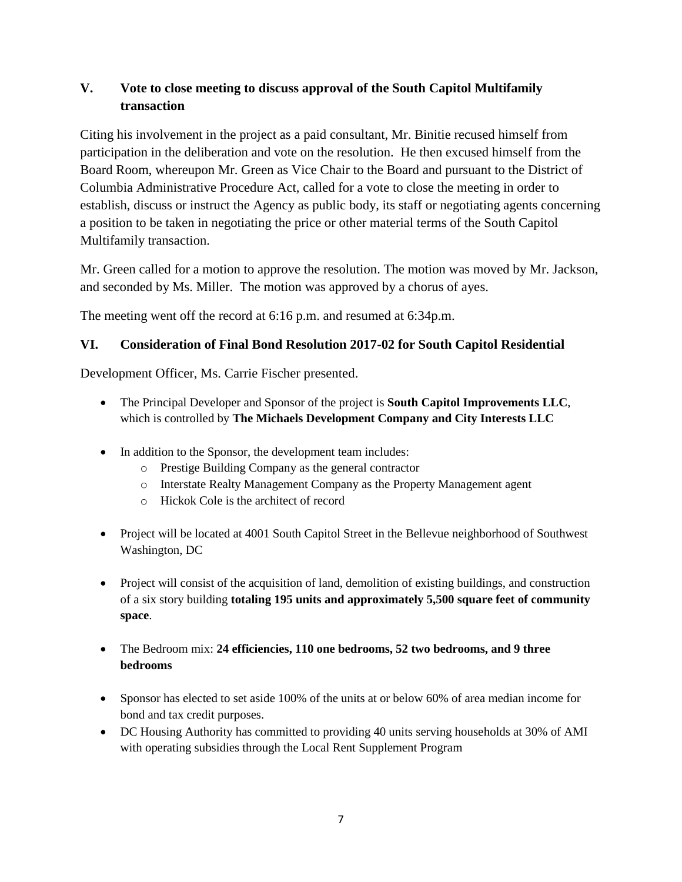## V. Vote to close meeting to discuss approval of the South Capitol Multifamily transaction

Citing his involvement in the project as a paid consultant, Mr. Binitie recused himself from participation in the deliberation and vote on the resolution. He then excused himself from the Board Room, whereupon Mr. Green as Vice Chair to the Board and pursuant to the District of Columbia Administrative Procedure Act, called for a vote to close the meeting in order to establish, discuss or instruct the Agency as public body, its staff or negotiating agents concerning a position to be taken in negotiating the price or other material terms of the South Capitol Multifamily transaction.

Mr. Green called for a motion to approve the resolution. The motion was moved by Mr. Jackson, and seconded by Ms. Miller. The motion was approved by a chorus of ayes.

The meeting went off the record at 6:16 p.m. and resumed at 6:34p.m.

## VI. Consideration of Final Bond Resolution 2017-02 for South Capitol Residential

Development Officer, Ms. Carrie Fischer presented.

- The Principal Developer and Sponsor of the project is **South Capitol Improvements LLC**, which is controlled by **The Michaels Development Company and City Interests LLC**

- In addition to the Sponsor, the development team includes:
    - Prestige Building Company as the general contractor
    - Interstate Realty Management Company as the Property Management agent
    - Hickok Cole is the architect of record

- Project will be located at 4001 South Capitol Street in the Bellevue neighborhood of Southwest Washington, DC

- Project will consist of the acquisition of land, demolition of existing buildings, and construction of a six story building **totaling 195 units and approximately 5,500 square feet of community space**.

- The Bedroom mix: **24 efficiencies, 110 one bedrooms, 52 two bedrooms, and 9 three bedrooms**

- Sponsor has elected to set aside 100% of the units at or below 60% of area median income for bond and tax credit purposes.
- DC Housing Authority has committed to providing 40 units serving households at 30% of AMI with operating subsidies through the Local Rent Supplement Program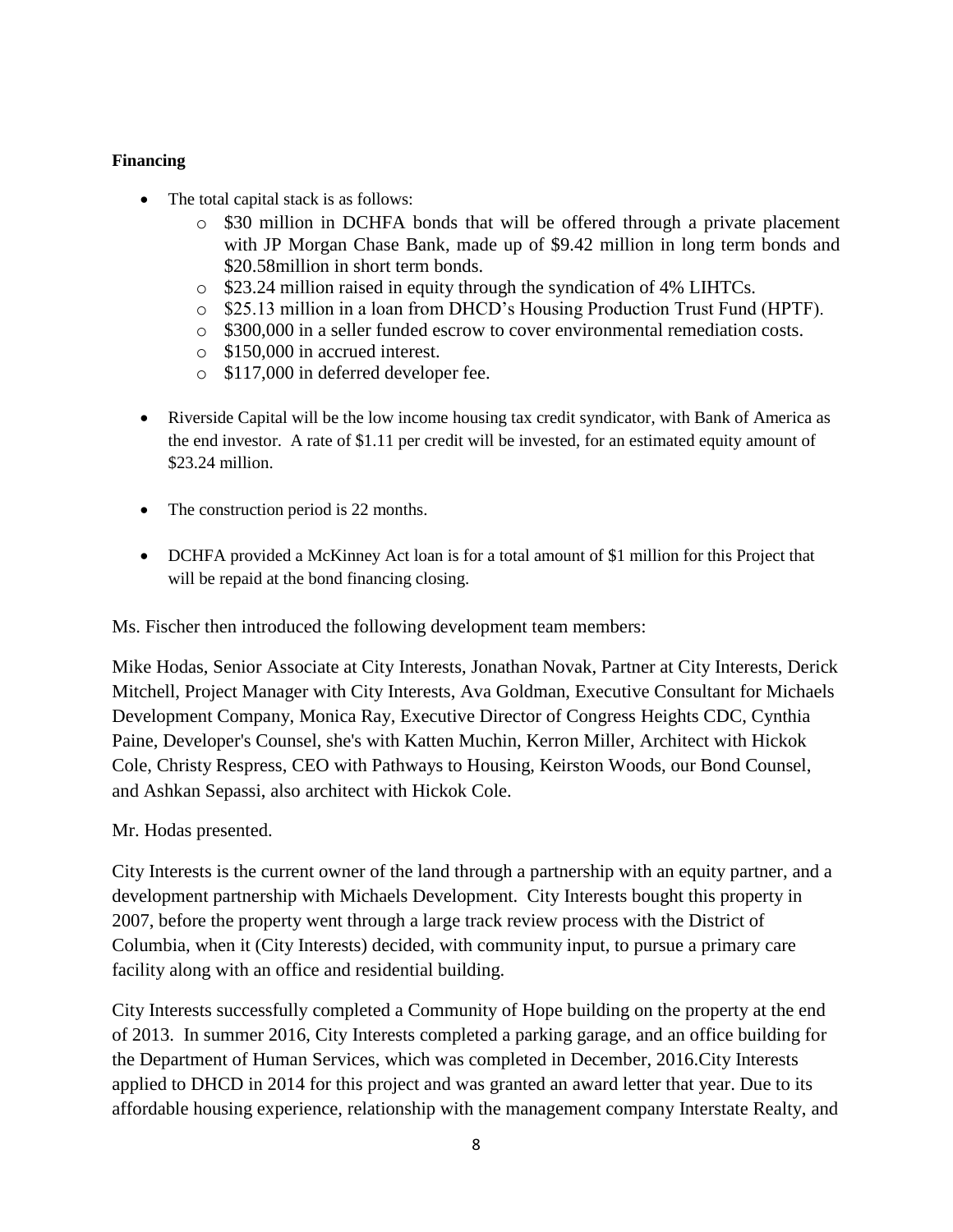**Financing**

- The total capital stack is as follows:
  - $30 million in DCHFA bonds that will be offered through a private placement with JP Morgan Chase Bank, made up of $9.42 million in long term bonds and $20.58million in short term bonds.
  - $23.24 million raised in equity through the syndication of 4% LIHTCs.
  - $25.13 million in a loan from DHCD's Housing Production Trust Fund (HPTF).
  - $300,000 in a seller funded escrow to cover environmental remediation costs.
  - $150,000 in accrued interest.
  - $117,000 in deferred developer fee.
- Riverside Capital will be the low income housing tax credit syndicator, with Bank of America as the end investor. A rate of $1.11 per credit will be invested, for an estimated equity amount of $23.24 million.
- The construction period is 22 months.
- DCHFA provided a McKinney Act loan is for a total amount of $1 million for this Project that will be repaid at the bond financing closing.

Ms. Fischer then introduced the following development team members:

Mike Hodas, Senior Associate at City Interests, Jonathan Novak, Partner at City Interests, Derick Mitchell, Project Manager with City Interests, Ava Goldman, Executive Consultant for Michaels Development Company, Monica Ray, Executive Director of Congress Heights CDC, Cynthia Paine, Developer's Counsel, she's with Katten Muchin, Kerron Miller, Architect with Hickok Cole, Christy Respress, CEO with Pathways to Housing, Keirston Woods, our Bond Counsel, and Ashkan Sepassi, also architect with Hickok Cole.

Mr. Hodas presented.

City Interests is the current owner of the land through a partnership with an equity partner, and a development partnership with Michaels Development. City Interests bought this property in 2007, before the property went through a large track review process with the District of Columbia, when it (City Interests) decided, with community input, to pursue a primary care facility along with an office and residential building.

City Interests successfully completed a Community of Hope building on the property at the end of 2013. In summer 2016, City Interests completed a parking garage, and an office building for the Department of Human Services, which was completed in December, 2016.City Interests applied to DHCD in 2014 for this project and was granted an award letter that year. Due to its affordable housing experience, relationship with the management company Interstate Realty, and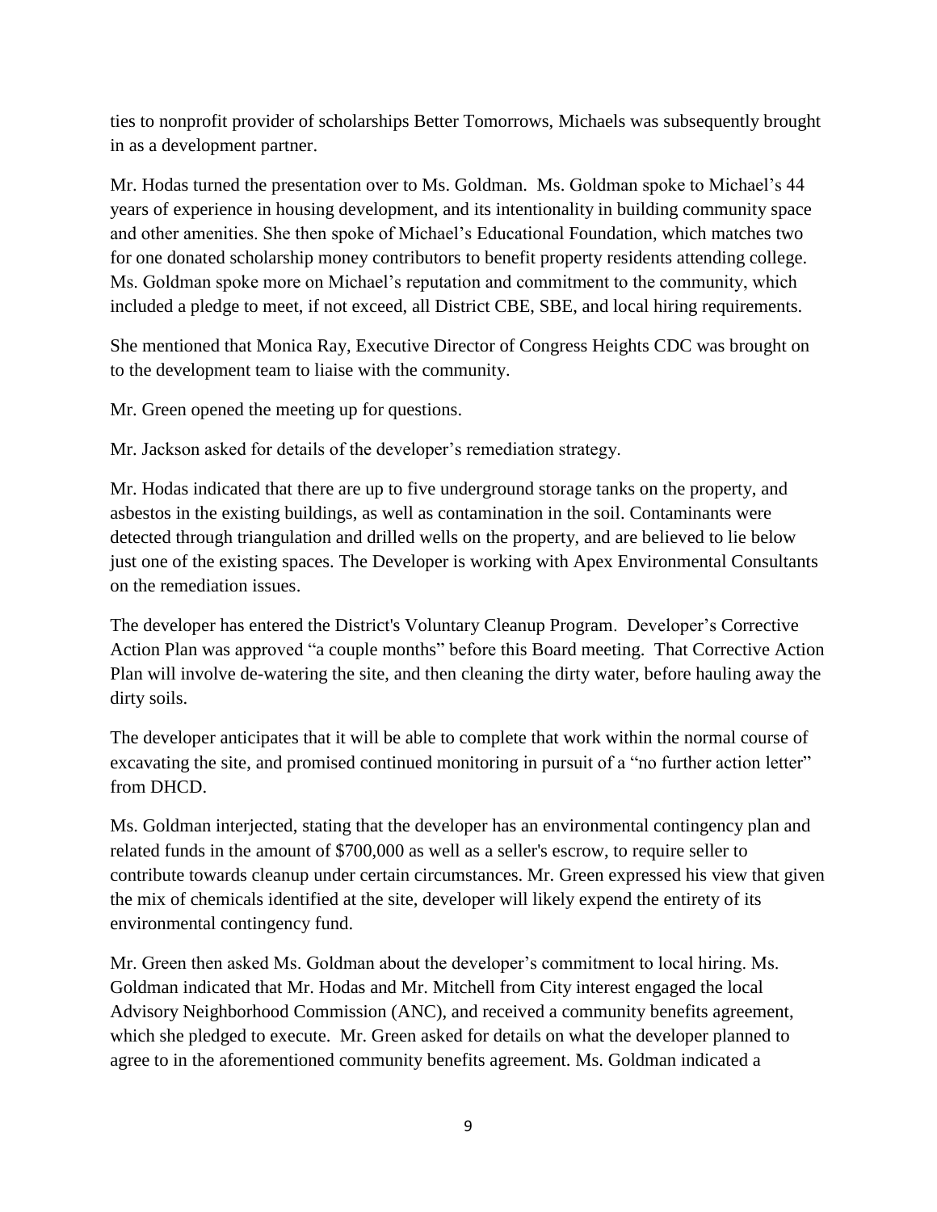ties to nonprofit provider of scholarships Better Tomorrows, Michaels was subsequently brought in as a development partner.

Mr. Hodas turned the presentation over to Ms. Goldman. Ms. Goldman spoke to Michael's 44 years of experience in housing development, and its intentionality in building community space and other amenities. She then spoke of Michael's Educational Foundation, which matches two for one donated scholarship money contributors to benefit property residents attending college. Ms. Goldman spoke more on Michael's reputation and commitment to the community, which included a pledge to meet, if not exceed, all District CBE, SBE, and local hiring requirements.

She mentioned that Monica Ray, Executive Director of Congress Heights CDC was brought on to the development team to liaise with the community.

Mr. Green opened the meeting up for questions.

Mr. Jackson asked for details of the developer's remediation strategy.

Mr. Hodas indicated that there are up to five underground storage tanks on the property, and asbestos in the existing buildings, as well as contamination in the soil. Contaminants were detected through triangulation and drilled wells on the property, and are believed to lie below just one of the existing spaces. The Developer is working with Apex Environmental Consultants on the remediation issues.

The developer has entered the District's Voluntary Cleanup Program. Developer's Corrective Action Plan was approved "a couple months" before this Board meeting. That Corrective Action Plan will involve de-watering the site, and then cleaning the dirty water, before hauling away the dirty soils.

The developer anticipates that it will be able to complete that work within the normal course of excavating the site, and promised continued monitoring in pursuit of a "no further action letter" from DHCD.

Ms. Goldman interjected, stating that the developer has an environmental contingency plan and related funds in the amount of $700,000 as well as a seller's escrow, to require seller to contribute towards cleanup under certain circumstances. Mr. Green expressed his view that given the mix of chemicals identified at the site, developer will likely expend the entirety of its environmental contingency fund.

Mr. Green then asked Ms. Goldman about the developer's commitment to local hiring. Ms. Goldman indicated that Mr. Hodas and Mr. Mitchell from City interest engaged the local Advisory Neighborhood Commission (ANC), and received a community benefits agreement, which she pledged to execute. Mr. Green asked for details on what the developer planned to agree to in the aforementioned community benefits agreement. Ms. Goldman indicated a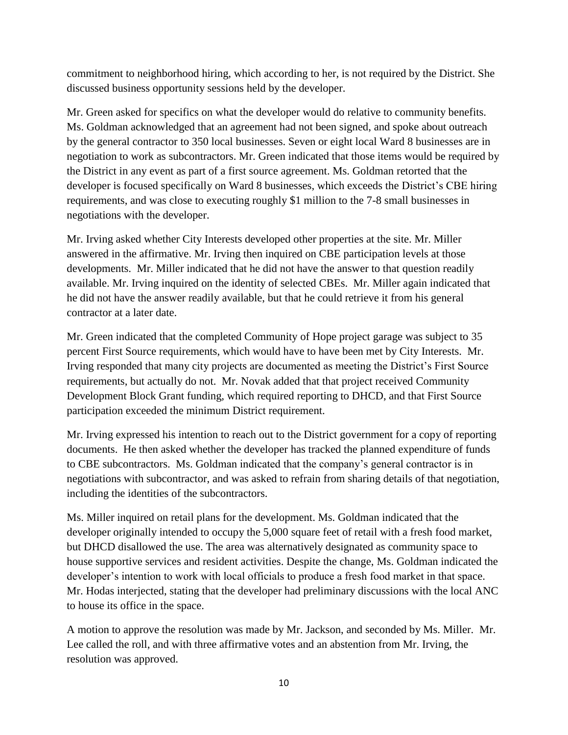commitment to neighborhood hiring, which according to her, is not required by the District. She discussed business opportunity sessions held by the developer.

Mr. Green asked for specifics on what the developer would do relative to community benefits. Ms. Goldman acknowledged that an agreement had not been signed, and spoke about outreach by the general contractor to 350 local businesses. Seven or eight local Ward 8 businesses are in negotiation to work as subcontractors. Mr. Green indicated that those items would be required by the District in any event as part of a first source agreement. Ms. Goldman retorted that the developer is focused specifically on Ward 8 businesses, which exceeds the District's CBE hiring requirements, and was close to executing roughly $1 million to the 7-8 small businesses in negotiations with the developer.

Mr. Irving asked whether City Interests developed other properties at the site. Mr. Miller answered in the affirmative. Mr. Irving then inquired on CBE participation levels at those developments. Mr. Miller indicated that he did not have the answer to that question readily available. Mr. Irving inquired on the identity of selected CBEs. Mr. Miller again indicated that he did not have the answer readily available, but that he could retrieve it from his general contractor at a later date.

Mr. Green indicated that the completed Community of Hope project garage was subject to 35 percent First Source requirements, which would have to have been met by City Interests. Mr. Irving responded that many city projects are documented as meeting the District's First Source requirements, but actually do not. Mr. Novak added that that project received Community Development Block Grant funding, which required reporting to DHCD, and that First Source participation exceeded the minimum District requirement.

Mr. Irving expressed his intention to reach out to the District government for a copy of reporting documents. He then asked whether the developer has tracked the planned expenditure of funds to CBE subcontractors. Ms. Goldman indicated that the company's general contractor is in negotiations with subcontractor, and was asked to refrain from sharing details of that negotiation, including the identities of the subcontractors.

Ms. Miller inquired on retail plans for the development. Ms. Goldman indicated that the developer originally intended to occupy the 5,000 square feet of retail with a fresh food market, but DHCD disallowed the use. The area was alternatively designated as community space to house supportive services and resident activities. Despite the change, Ms. Goldman indicated the developer's intention to work with local officials to produce a fresh food market in that space. Mr. Hodas interjected, stating that the developer had preliminary discussions with the local ANC to house its office in the space.

A motion to approve the resolution was made by Mr. Jackson, and seconded by Ms. Miller. Mr. Lee called the roll, and with three affirmative votes and an abstention from Mr. Irving, the resolution was approved.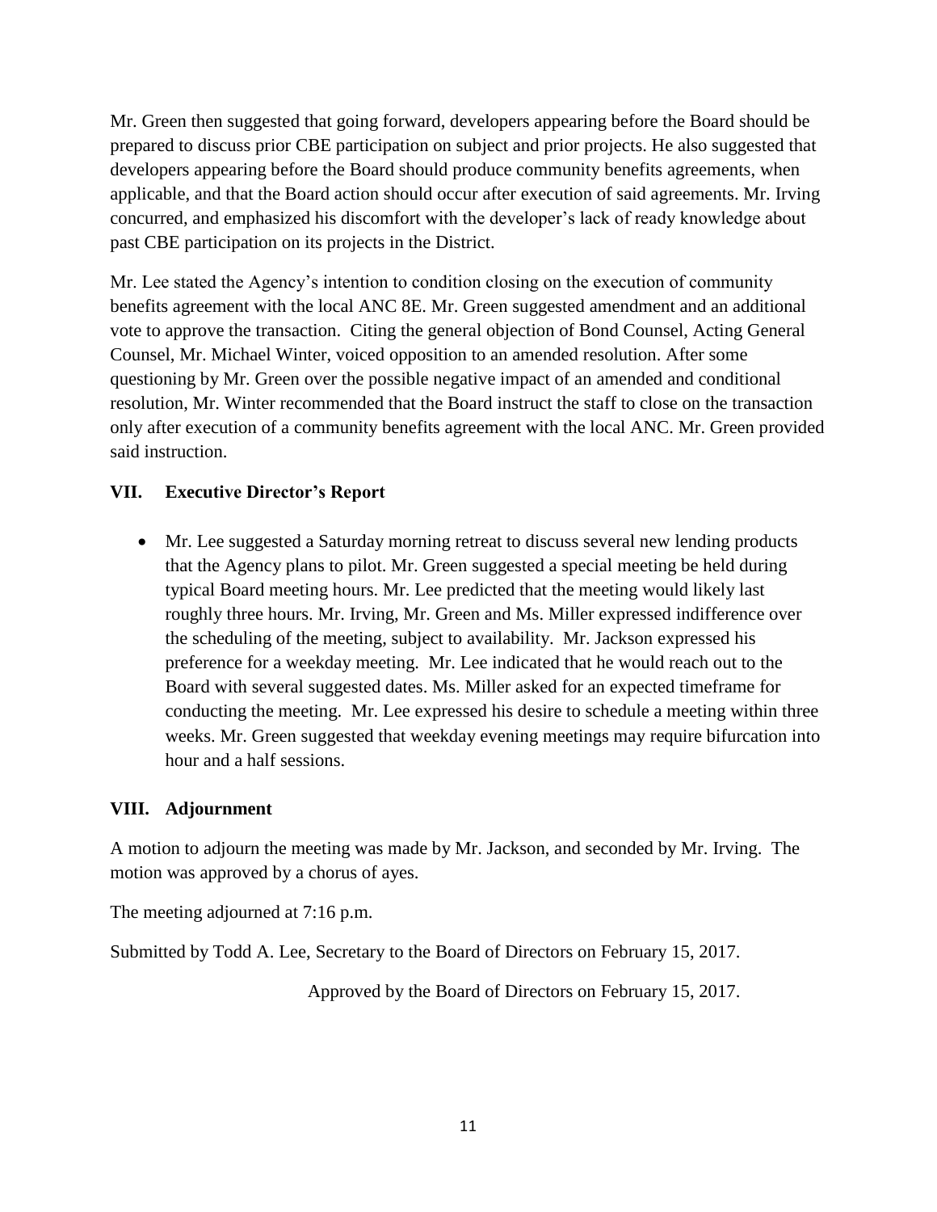Mr. Green then suggested that going forward, developers appearing before the Board should be prepared to discuss prior CBE participation on subject and prior projects. He also suggested that developers appearing before the Board should produce community benefits agreements, when applicable, and that the Board action should occur after execution of said agreements. Mr. Irving concurred, and emphasized his discomfort with the developer's lack of ready knowledge about past CBE participation on its projects in the District.

Mr. Lee stated the Agency's intention to condition closing on the execution of community benefits agreement with the local ANC 8E. Mr. Green suggested amendment and an additional vote to approve the transaction. Citing the general objection of Bond Counsel, Acting General Counsel, Mr. Michael Winter, voiced opposition to an amended resolution. After some questioning by Mr. Green over the possible negative impact of an amended and conditional resolution, Mr. Winter recommended that the Board instruct the staff to close on the transaction only after execution of a community benefits agreement with the local ANC. Mr. Green provided said instruction.

## VII. Executive Director's Report

- Mr. Lee suggested a Saturday morning retreat to discuss several new lending products that the Agency plans to pilot. Mr. Green suggested a special meeting be held during typical Board meeting hours. Mr. Lee predicted that the meeting would likely last roughly three hours. Mr. Irving, Mr. Green and Ms. Miller expressed indifference over the scheduling of the meeting, subject to availability. Mr. Jackson expressed his preference for a weekday meeting. Mr. Lee indicated that he would reach out to the Board with several suggested dates. Ms. Miller asked for an expected timeframe for conducting the meeting. Mr. Lee expressed his desire to schedule a meeting within three weeks. Mr. Green suggested that weekday evening meetings may require bifurcation into hour and a half sessions.

## VIII. Adjournment

A motion to adjourn the meeting was made by Mr. Jackson, and seconded by Mr. Irving. The motion was approved by a chorus of ayes.

The meeting adjourned at 7:16 p.m.

Submitted by Todd A. Lee, Secretary to the Board of Directors on February 15, 2017.

Approved by the Board of Directors on February 15, 2017.